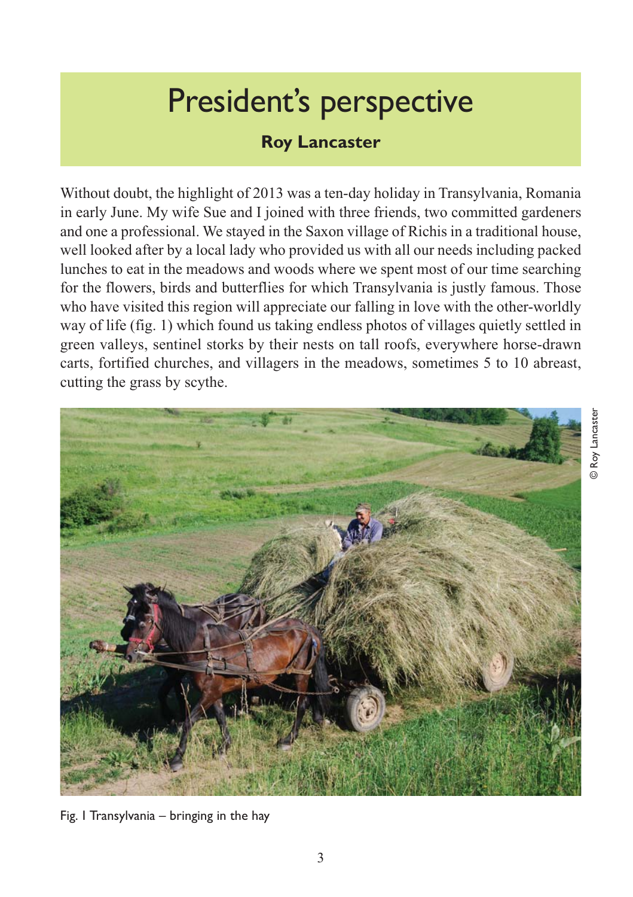# President's perspective

**Roy Lancaster**

Without doubt, the highlight of 2013 was a ten-day holiday in Transylvania, Romania in early June. My wife Sue and I joined with three friends, two committed gardeners and one a professional. We stayed in the Saxon village of Richis in a traditional house, well looked after by a local lady who provided us with all our needs including packed lunches to eat in the meadows and woods where we spent most of our time searching for the flowers, birds and butterflies for which Transylvania is justly famous. Those who have visited this region will appreciate our falling in love with the other-worldly way of life (fig. 1) which found us taking endless photos of villages quietly settled in green valleys, sentinel storks by their nests on tall roofs, everywhere horse-drawn carts, fortified churches, and villagers in the meadows, sometimes 5 to 10 abreast, cutting the grass by scythe.

© Roy Lancaster

Fig. 1 Transylvania – bringing in the hay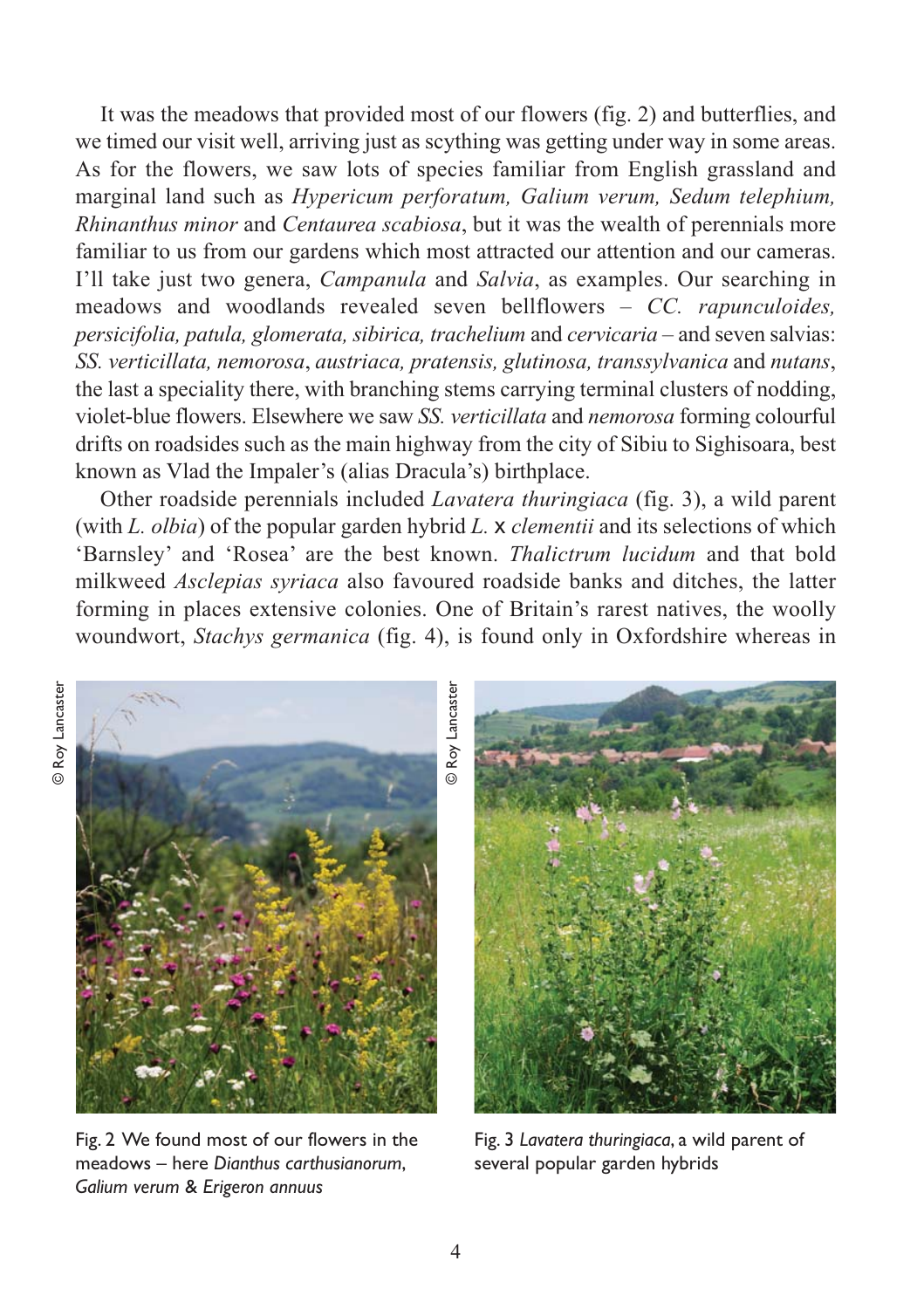It was the meadows that provided most of our flowers (fig. 2) and butterflies, and we timed our visit well, arriving just as scything was getting under way in some areas. As for the flowers, we saw lots of species familiar from English grassland and marginal land such as *Hypericum perforatum, Galium verum, Sedum telephium, Rhinanthus minor* and *Centaurea scabiosa*, but it was the wealth of perennials more familiar to us from our gardens which most attracted our attention and our cameras. I'll take just two genera, *Campanula* and *Salvia*, as examples. Our searching in meadows and woodlands revealed seven bellflowers – *CC. rapunculoides, persicifolia, patula, glomerata, sibirica, trachelium* and *cervicaria* – and seven salvias: *SS. verticillata, nemorosa*, *austriaca, pratensis, glutinosa, transsylvanica* and *nutans*, the last a speciality there, with branching stems carrying terminal clusters of nodding, violet-blue flowers. Elsewhere we saw *SS. verticillata* and *nemorosa* forming colourful drifts on roadsides such as the main highway from the city of Sibiu to Sighisoara, best known as Vlad the Impaler's (alias Dracula's) birthplace.

Other roadside perennials included *Lavatera thuringiaca* (fig. 3), a wild parent (with *L. olbia*) of the popular garden hybrid *L.* x *clementii* and its selections of which 'Barnsley' and 'Rosea' are the best known. *Thalictrum lucidum* and that bold milkweed *Asclepias syriaca* also favoured roadside banks and ditches, the latter forming in places extensive colonies. One of Britain's rarest natives, the woolly woundwort, *Stachys germanica* (fig. 4), is found only in Oxfordshire whereas in

© Roy Lancaster

Fig. 2 We found most of our flowers in the meadows – here *Dianthus carthusianorum*, *Galium verum* & *Erigeron annuus*

© Roy Lancaster

Fig. 3 *Lavatera thuringiaca*, a wild parent of several popular garden hybrids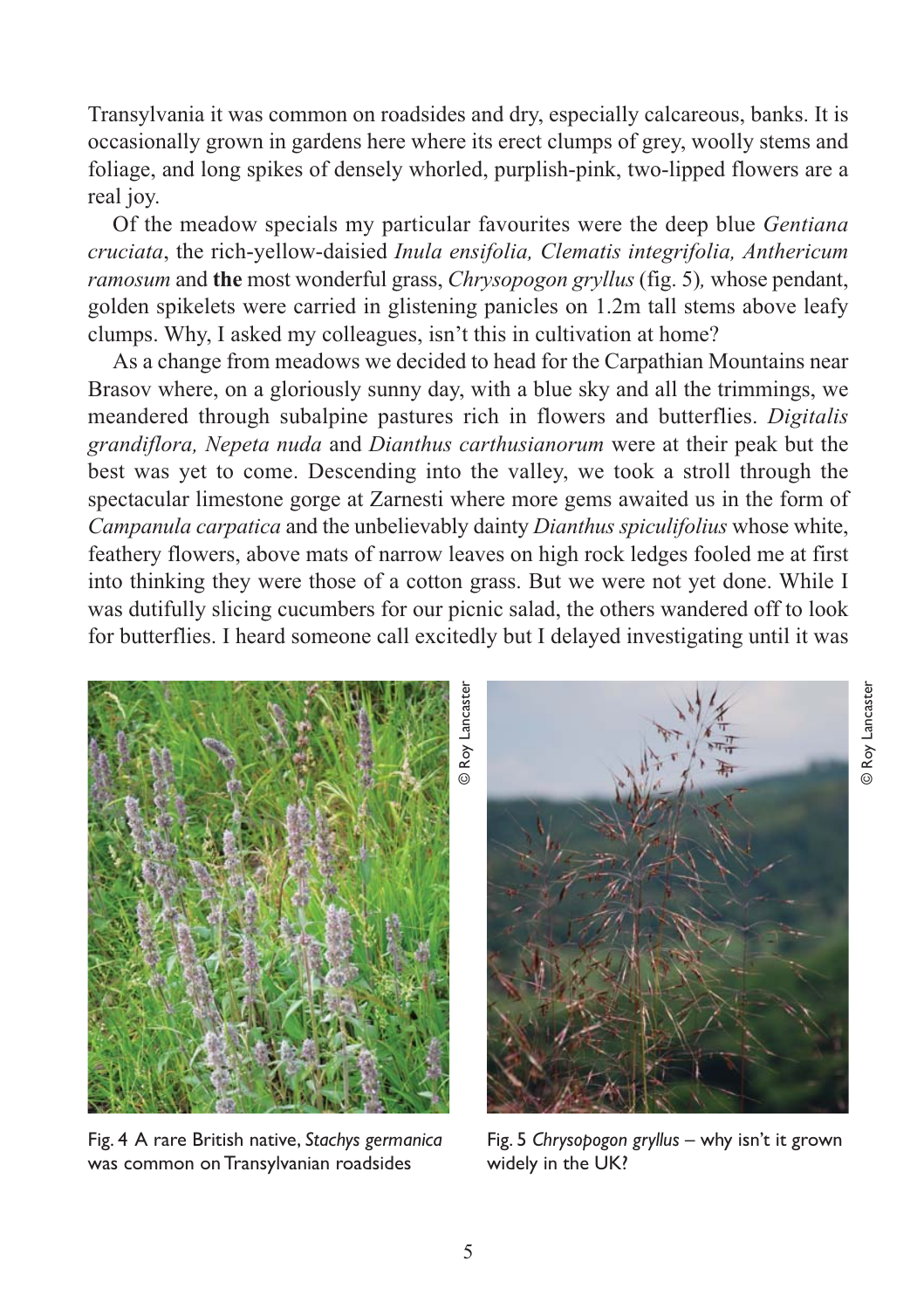Transylvania it was common on roadsides and dry, especially calcareous, banks. It is occasionally grown in gardens here where its erect clumps of grey, woolly stems and foliage, and long spikes of densely whorled, purplish-pink, two-lipped flowers are a real joy.

Of the meadow specials my particular favourites were the deep blue *Gentiana cruciata*, the rich-yellow-daisied *Inula ensifolia, Clematis integrifolia, Anthericum ramosum* and **the** most wonderful grass, *Chrysopogon gryllus* (fig. 5)*,* whose pendant, golden spikelets were carried in glistening panicles on 1.2m tall stems above leafy clumps. Why, I asked my colleagues, isn't this in cultivation at home?

As a change from meadows we decided to head for the Carpathian Mountains near Brasov where, on a gloriously sunny day, with a blue sky and all the trimmings, we meandered through subalpine pastures rich in flowers and butterflies. *Digitalis grandiflora, Nepeta nuda* and *Dianthus carthusianorum* were at their peak but the best was yet to come. Descending into the valley, we took a stroll through the spectacular limestone gorge at Zarnesti where more gems awaited us in the form of *Campanula carpatica* and the unbelievably dainty *Dianthus spiculifolius* whose white, feathery flowers, above mats of narrow leaves on high rock ledges fooled me at first into thinking they were those of a cotton grass. But we were not yet done. While I was dutifully slicing cucumbers for our picnic salad, the others wandered off to look for butterflies. I heard someone call excitedly but I delayed investigating until it was

© Roy Lancaster

Fig. 4 A rare British native, *Stachys germanica* was common on Transylvanian roadsides

© Roy Lancaster

Fig. 5 *Chrysopogon gryllus* – why isn't it grown widely in the UK?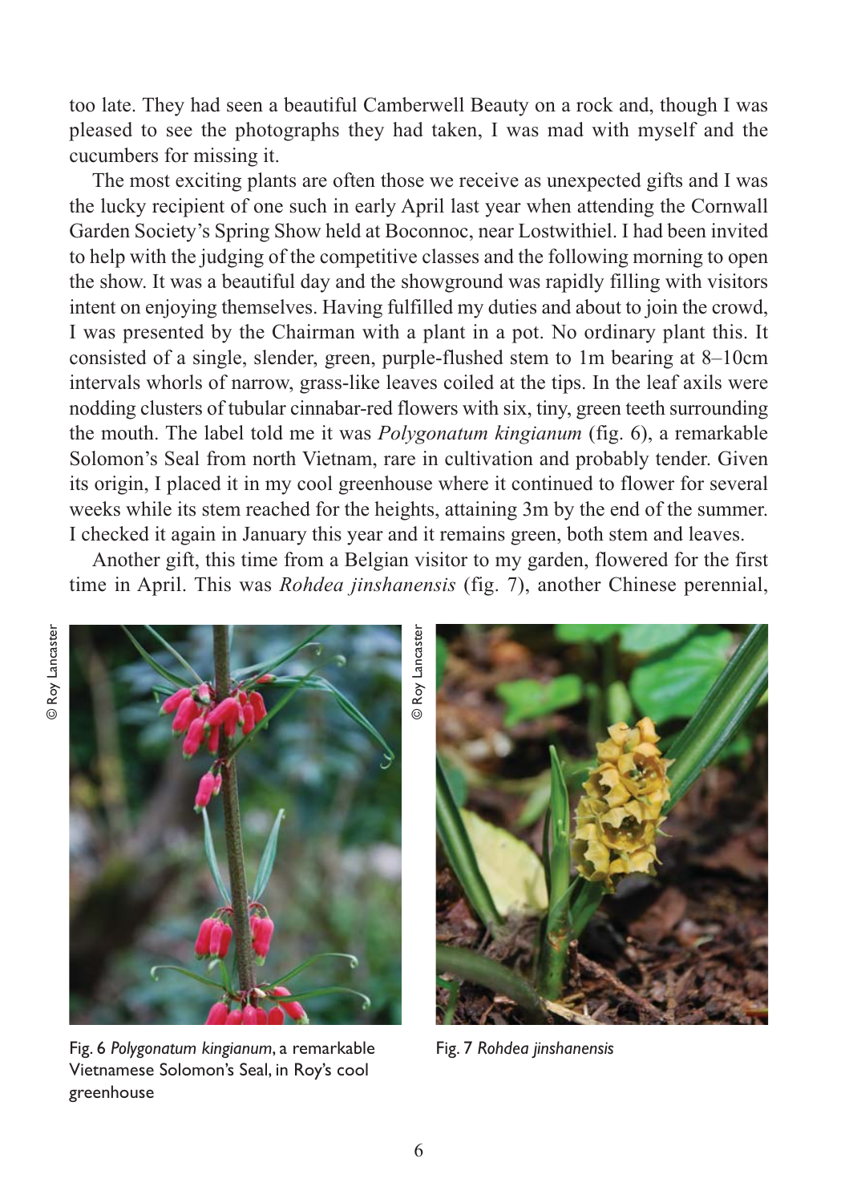too late. They had seen a beautiful Camberwell Beauty on a rock and, though I was pleased to see the photographs they had taken, I was mad with myself and the cucumbers for missing it.

The most exciting plants are often those we receive as unexpected gifts and I was the lucky recipient of one such in early April last year when attending the Cornwall Garden Society's Spring Show held at Boconnoc, near Lostwithiel. I had been invited to help with the judging of the competitive classes and the following morning to open the show. It was a beautiful day and the showground was rapidly filling with visitors intent on enjoying themselves. Having fulfilled my duties and about to join the crowd, I was presented by the Chairman with a plant in a pot. No ordinary plant this. It consisted of a single, slender, green, purple-flushed stem to 1m bearing at 8–10cm intervals whorls of narrow, grass-like leaves coiled at the tips. In the leaf axils were nodding clusters of tubular cinnabar-red flowers with six, tiny, green teeth surrounding the mouth. The label told me it was *Polygonatum kingianum* (fig. 6), a remarkable Solomon's Seal from north Vietnam, rare in cultivation and probably tender. Given its origin, I placed it in my cool greenhouse where it continued to flower for several weeks while its stem reached for the heights, attaining 3m by the end of the summer. I checked it again in January this year and it remains green, both stem and leaves.

Another gift, this time from a Belgian visitor to my garden, flowered for the first time in April. This was *Rohdea jinshanensis* (fig. 7), another Chinese perennial,

© Roy Lancaster

Fig. 6 *Polygonatum kingianum*, a remarkable Vietnamese Solomon's Seal, in Roy's cool greenhouse

© Roy Lancaster

Fig. 7 *Rohdea jinshanensis*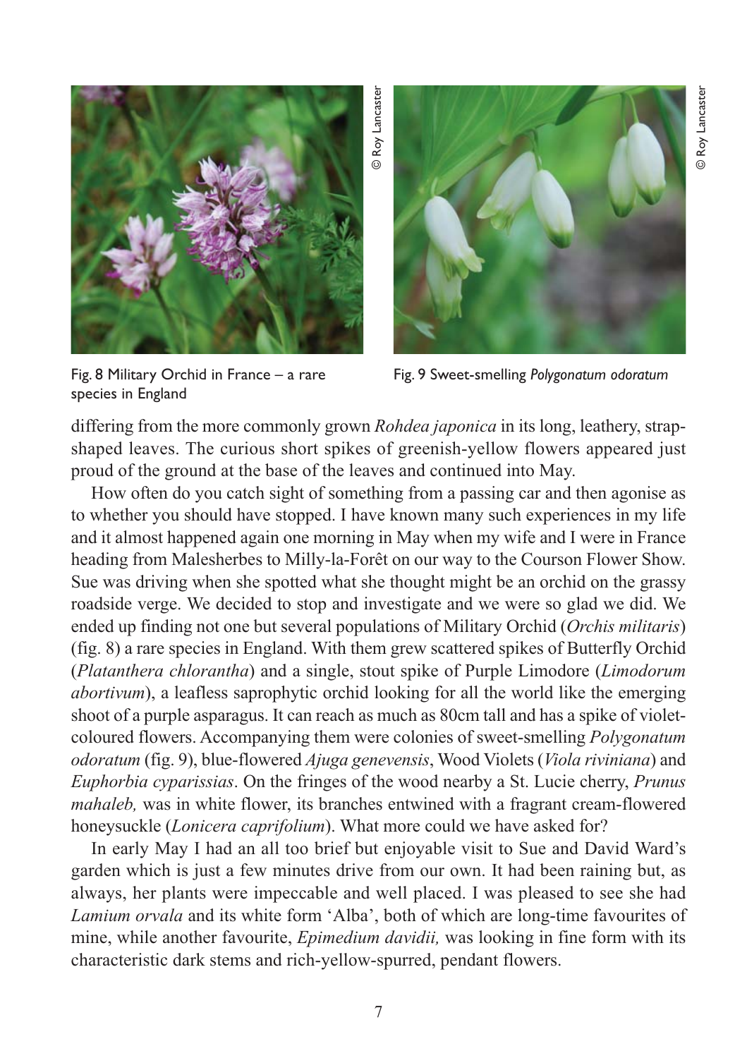Fig. 8 Military Orchid in France – a rare species in England

Fig. 9 Sweet-smelling *Polygonatum odoratum*

differing from the more commonly grown *Rohdea japonica* in its long, leathery, strap-shaped leaves. The curious short spikes of greenish-yellow flowers appeared just proud of the ground at the base of the leaves and continued into May.

How often do you catch sight of something from a passing car and then agonise as to whether you should have stopped. I have known many such experiences in my life and it almost happened again one morning in May when my wife and I were in France heading from Malesherbes to Milly-la-Forêt on our way to the Courson Flower Show. Sue was driving when she spotted what she thought might be an orchid on the grassy roadside verge. We decided to stop and investigate and we were so glad we did. We ended up finding not one but several populations of Military Orchid (*Orchis militaris*) (fig. 8) a rare species in England. With them grew scattered spikes of Butterfly Orchid (*Platanthera chlorantha*) and a single, stout spike of Purple Limodore (*Limodorum abortivum*), a leafless saprophytic orchid looking for all the world like the emerging shoot of a purple asparagus. It can reach as much as 80cm tall and has a spike of violet-coloured flowers. Accompanying them were colonies of sweet-smelling *Polygonatum odoratum* (fig. 9), blue-flowered *Ajuga genevensis*, Wood Violets (*Viola riviniana*) and *Euphorbia cyparissias*. On the fringes of the wood nearby a St. Lucie cherry, *Prunus mahaleb,* was in white flower, its branches entwined with a fragrant cream-flowered honeysuckle (*Lonicera caprifolium*). What more could we have asked for?

In early May I had an all too brief but enjoyable visit to Sue and David Ward's garden which is just a few minutes drive from our own. It had been raining but, as always, her plants were impeccable and well placed. I was pleased to see she had *Lamium orvala* and its white form 'Alba', both of which are long-time favourites of mine, while another favourite, *Epimedium davidii,* was looking in fine form with its characteristic dark stems and rich-yellow-spurred, pendant flowers.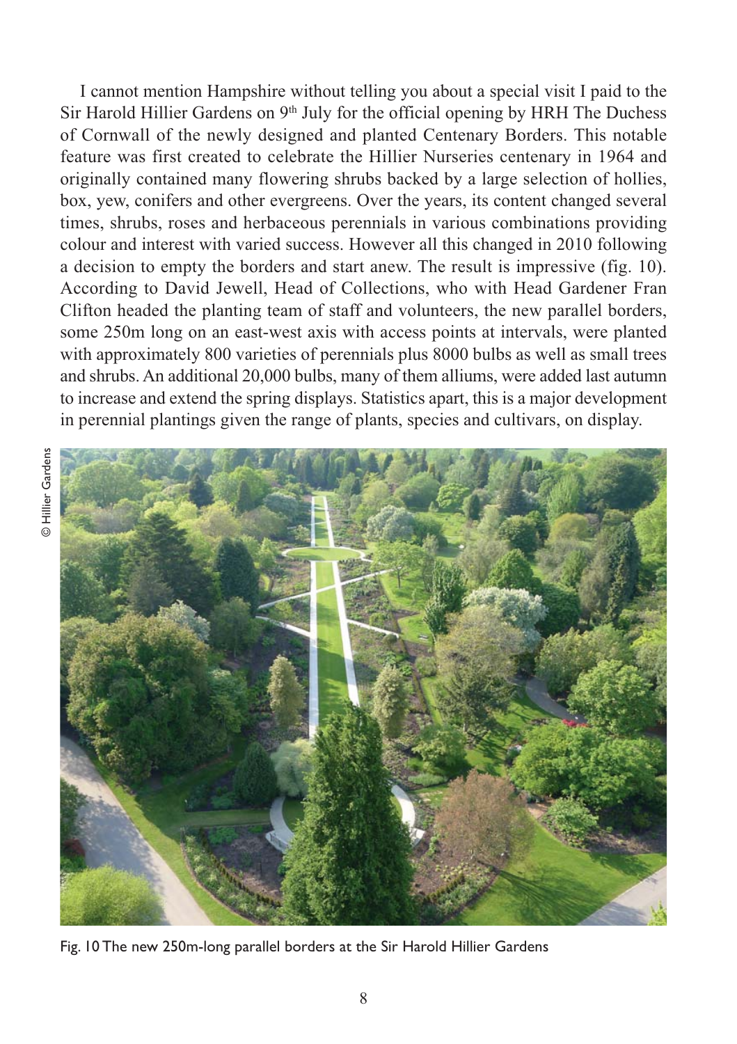I cannot mention Hampshire without telling you about a special visit I paid to the Sir Harold Hillier Gardens on 9th July for the official opening by HRH The Duchess of Cornwall of the newly designed and planted Centenary Borders. This notable feature was first created to celebrate the Hillier Nurseries centenary in 1964 and originally contained many flowering shrubs backed by a large selection of hollies, box, yew, conifers and other evergreens. Over the years, its content changed several times, shrubs, roses and herbaceous perennials in various combinations providing colour and interest with varied success. However all this changed in 2010 following a decision to empty the borders and start anew. The result is impressive (fig. 10). According to David Jewell, Head of Collections, who with Head Gardener Fran Clifton headed the planting team of staff and volunteers, the new parallel borders, some 250m long on an east-west axis with access points at intervals, were planted with approximately 800 varieties of perennials plus 8000 bulbs as well as small trees and shrubs. An additional 20,000 bulbs, many of them alliums, were added last autumn to increase and extend the spring displays. Statistics apart, this is a major development in perennial plantings given the range of plants, species and cultivars, on display.

© Hillier Gardens

Fig. 10 The new 250m-long parallel borders at the Sir Harold Hillier Gardens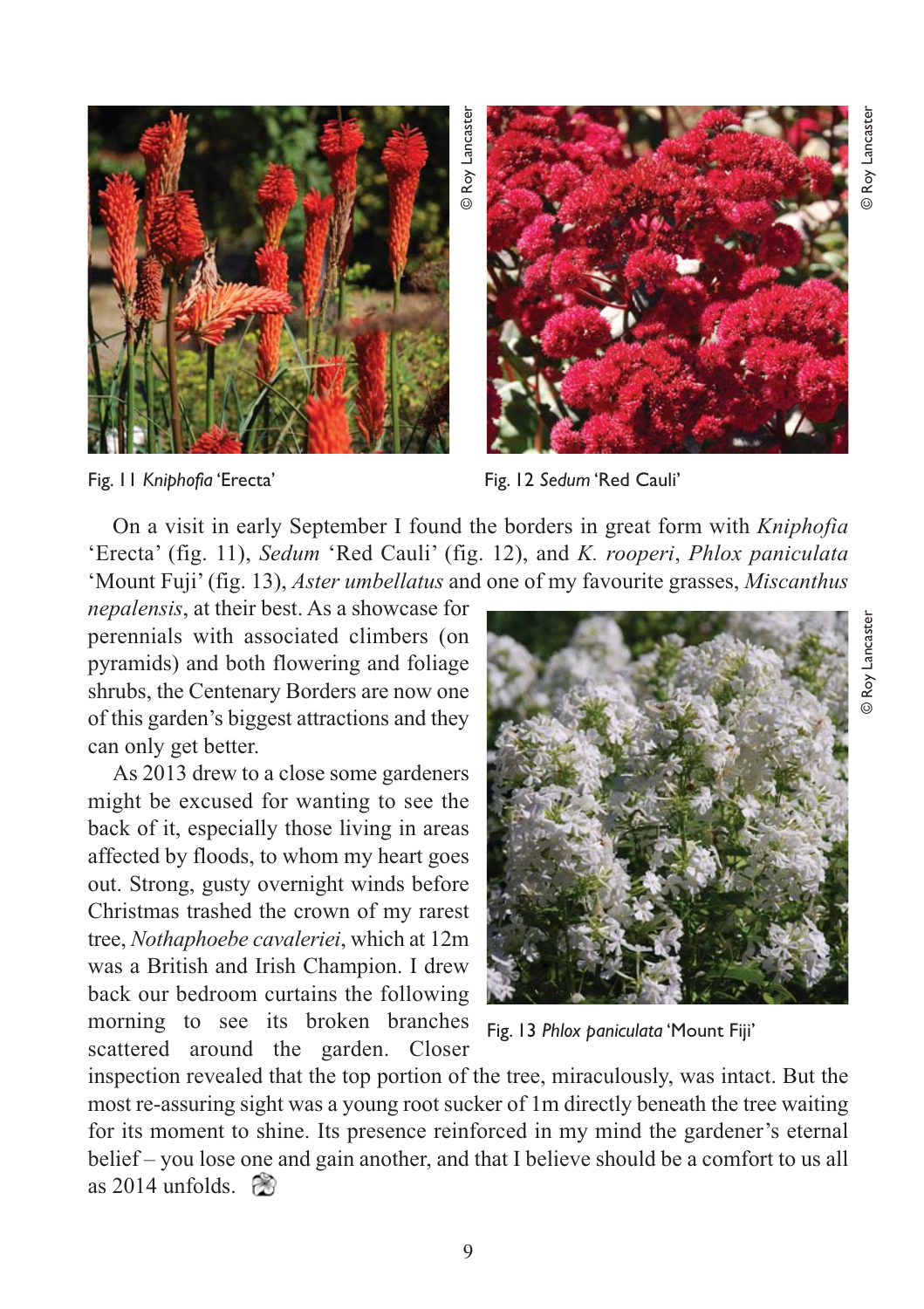Fig. 11 *Kniphofia* 'Erecta'

Fig. 12 *Sedum* 'Red Cauli'

On a visit in early September I found the borders in great form with *Kniphofia* 'Erecta' (fig. 11), *Sedum* 'Red Cauli' (fig. 12), and *K. rooperi*, *Phlox paniculata* 'Mount Fuji' (fig. 13), *Aster umbellatus* and one of my favourite grasses, *Miscanthus nepalensis*, at their best. As a showcase for perennials with associated climbers (on pyramids) and both flowering and foliage shrubs, the Centenary Borders are now one of this garden's biggest attractions and they can only get better.

As 2013 drew to a close some gardeners might be excused for wanting to see the back of it, especially those living in areas affected by floods, to whom my heart goes out. Strong, gusty overnight winds before Christmas trashed the crown of my rarest tree, *Nothaphoebe cavaleriei*, which at 12m was a British and Irish Champion. I drew back our bedroom curtains the following morning to see its broken branches scattered around the garden. Closer inspection revealed that the top portion of the tree, miraculously, was intact. But the most re-assuring sight was a young root sucker of 1m directly beneath the tree waiting for its moment to shine. Its presence reinforced in my mind the gardener's eternal belief – you lose one and gain another, and that I believe should be a comfort to us all as 2014 unfolds.

Fig. 13 *Phlox paniculata* 'Mount Fiji'